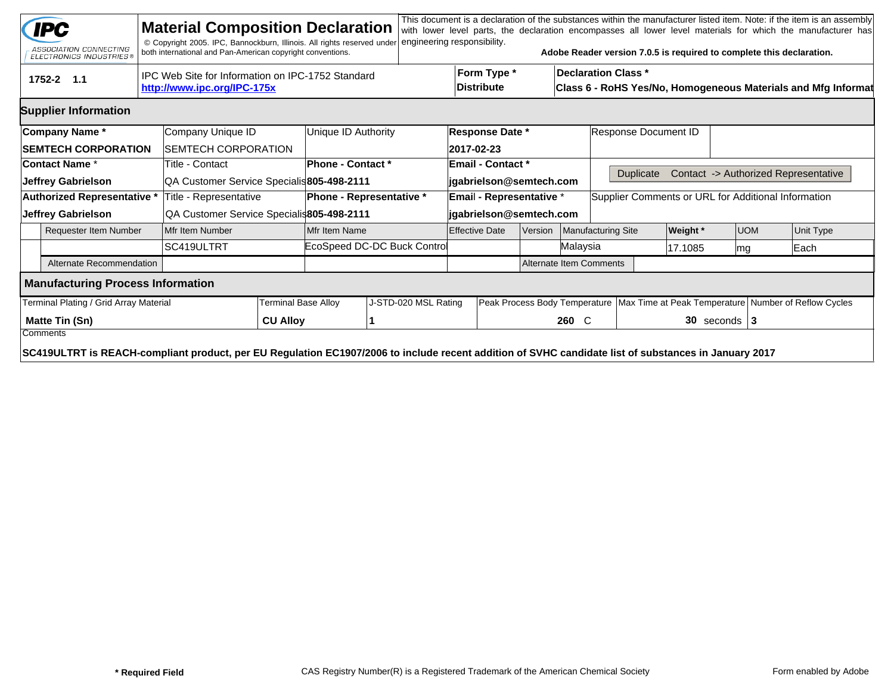**IPC** ASSOCIATION CONNECTING ELECTRONICS INDUSTRIES®

# Material Composition Declaration

© Copyright 2005. IPC, Bannockburn, Illinois. All rights reserved under both international and Pan-American copyright conventions.

This document is a declaration of the substances within the manufacturer listed item. Note: if the item is an assembly with lower level parts, the declaration encompasses all lower level materials for which the manufacturer has engineering responsibility.

**Adobe Reader version 7.0.5 is required to complete this declaration.**

| 1752-2 1.1 | IPC Web Site for Information on IPC-1752 Standard **http://www.ipc.org/IPC-175x** | **Form Type *** **Distribute** | **Declaration Class *** **Class 6 - RoHS Yes/No, Homogeneous Materials and Mfg Informat** |
|---|---|---|---|

## Supplier Information

| **Company Name *** | Company Unique ID | Unique ID Authority | **Response Date *** | Response Document ID |
|---|---|---|---|---|
| **SEMTECH CORPORATION** | SEMTECH CORPORATION | | **2017-02-23** | |
| **Contact Name *** | Title - Contact | **Phone - Contact *** | **Email - Contact *** | Duplicate Contact -> Authorized Representative |
| **Jeffrey Gabrielson** | QA Customer Service Specialis | **805-498-2111** | **jgabrielson@semtech.com** | |
| **Authorized Representative *** | Title - Representative | **Phone - Representative *** | **Email - Representative *** | Supplier Comments or URL for Additional Information |
| **Jeffrey Gabrielson** | QA Customer Service Specialis | **805-498-2111** | **jgabrielson@semtech.com** | |

| Requester Item Number | Mfr Item Number | Mfr Item Name | Effective Date | Version | Manufacturing Site | **Weight *** | UOM | Unit Type |
|---|---|---|---|---|---|---|---|---|
| | SC419ULTRT | EcoSpeed DC-DC Buck Control | | | Malaysia | 17.1085 | mg | Each |
| Alternate Recommendation | | | | Alternate Item Comments | | | | |

## Manufacturing Process Information

| Terminal Plating / Grid Array Material | Terminal Base Alloy | J-STD-020 MSL Rating | Peak Process Body Temperature | Max Time at Peak Temperature | Number of Reflow Cycles |
|---|---|---|---|---|---|
| **Matte Tin (Sn)** | **CU Alloy** | **1** | **260** C | **30** seconds | **3** |

Comments

**SC419ULTRT is REACH-compliant product, per EU Regulation EC1907/2006 to include recent addition of SVHC candidate list of substances in January 2017**

**\* Required Field** CAS Registry Number(R) is a Registered Trademark of the American Chemical Society Form enabled by Adobe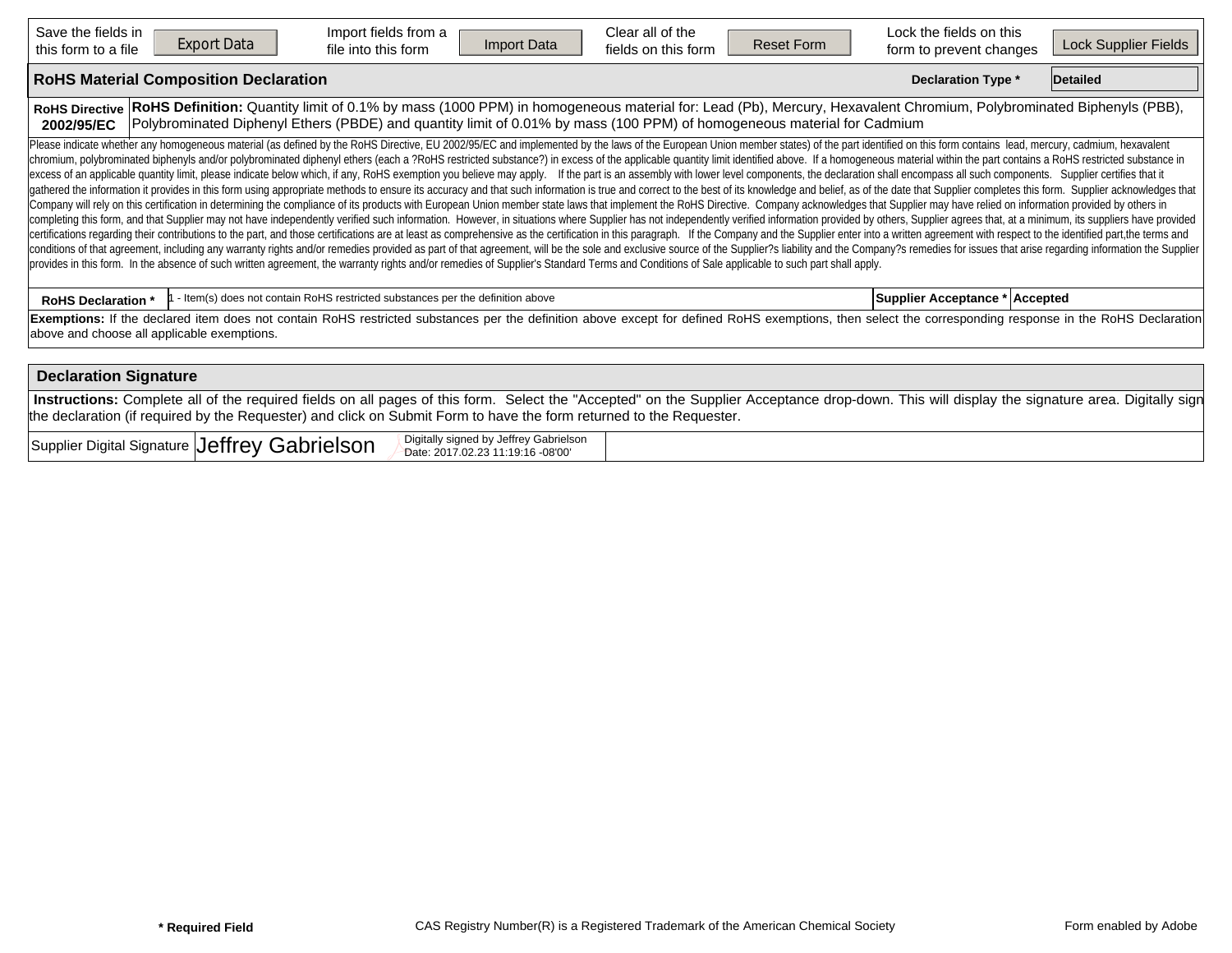| Save the fields in this form to a file | Export Data | Import fields from a file into this form | Import Data | Clear all of the fields on this form | Reset Form | Lock the fields on this form to prevent changes | Lock Supplier Fields |
|---|---|---|---|---|---|---|---|

## RoHS Material Composition Declaration

**Declaration Type *** | **Detailed**

| **RoHS Directive 2002/95/EC** | **RoHS Definition:** Quantity limit of 0.1% by mass (1000 PPM) in homogeneous material for: Lead (Pb), Mercury, Hexavalent Chromium, Polybrominated Biphenyls (PBB), Polybrominated Diphenyl Ethers (PBDE) and quantity limit of 0.01% by mass (100 PPM) of homogeneous material for Cadmium |
|---|---|

Please indicate whether any homogeneous material (as defined by the RoHS Directive, EU 2002/95/EC and implemented by the laws of the European Union member states) of the part identified on this form contains lead, mercury, cadmium, hexavalent chromium, polybrominated biphenyls and/or polybrominated diphenyl ethers (each a ?RoHS restricted substance?) in excess of the applicable quantity limit identified above. If a homogeneous material within the part contains a RoHS restricted substance in excess of an applicable quantity limit, please indicate below which, if any, RoHS exemption you believe may apply. If the part is an assembly with lower level components, the declaration shall encompass all such components. Supplier certifies that it gathered the information it provides in this form using appropriate methods to ensure its accuracy and that such information is true and correct to the best of its knowledge and belief, as of the date that Supplier completes this form. Supplier acknowledges that Company will rely on this certification in determining the compliance of its products with European Union member state laws that implement the RoHS Directive. Company acknowledges that Supplier may have relied on information provided by others in completing this form, and that Supplier may not have independently verified such information. However, in situations where Supplier has not independently verified information provided by others, Supplier agrees that, at a minimum, its suppliers have provided certifications regarding their contributions to the part, and those certifications are at least as comprehensive as the certification in this paragraph. If the Company and the Supplier enter into a written agreement with respect to the identified part,the terms and conditions of that agreement, including any warranty rights and/or remedies provided as part of that agreement, will be the sole and exclusive source of the Supplier?s liability and the Company?s remedies for issues that arise regarding information the Supplier provides in this form. In the absence of such written agreement, the warranty rights and/or remedies of Supplier's Standard Terms and Conditions of Sale applicable to such part shall apply.

| **RoHS Declaration *** | 1 - Item(s) does not contain RoHS restricted substances per the definition above | **Supplier Acceptance *** | **Accepted** |
|---|---|---|---|

**Exemptions:** If the declared item does not contain RoHS restricted substances per the definition above except for defined RoHS exemptions, then select the corresponding response in the RoHS Declaration above and choose all applicable exemptions.

## Declaration Signature

**Instructions:** Complete all of the required fields on all pages of this form. Select the "Accepted" on the Supplier Acceptance drop-down. This will display the signature area. Digitally sign the declaration (if required by the Requester) and click on Submit Form to have the form returned to the Requester.

| Supplier Digital Signature | Jeffrey Gabrielson — Digitally signed by Jeffrey Gabrielson Date: 2017.02.23 11:19:16 -08'00' | |
|---|---|---|

**\* Required Field** CAS Registry Number(R) is a Registered Trademark of the American Chemical Society Form enabled by Adobe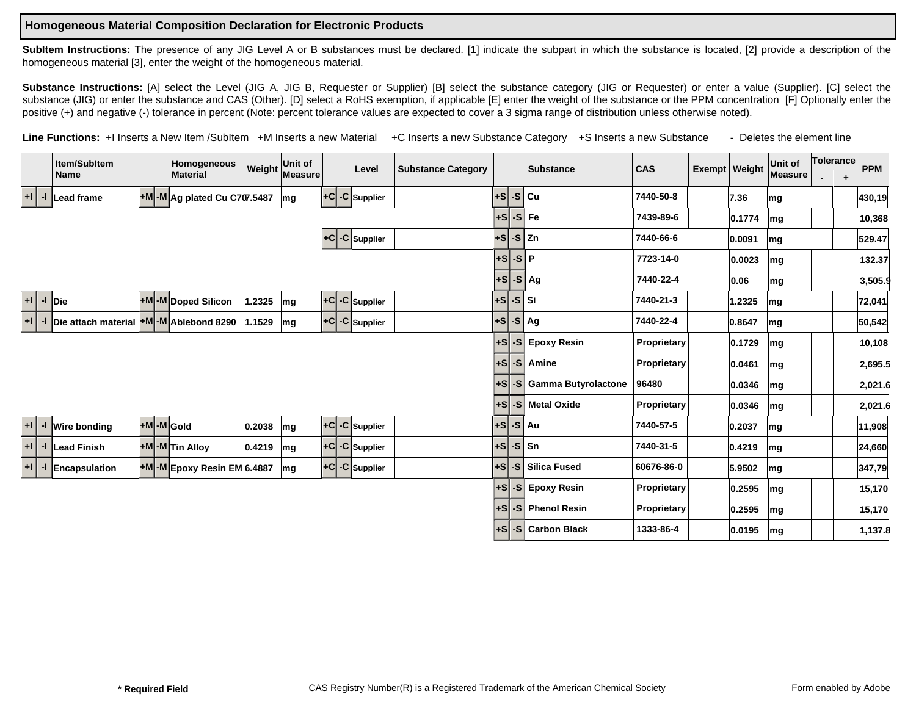# Homogeneous Material Composition Declaration for Electronic Products

**SubItem Instructions:** The presence of any JIG Level A or B substances must be declared. [1] indicate the subpart in which the substance is located, [2] provide a description of the homogeneous material [3], enter the weight of the homogeneous material.

**Substance Instructions:** [A] select the Level (JIG A, JIG B, Requester or Supplier) [B] select the substance category (JIG or Requester) or enter a value (Supplier). [C] select the substance (JIG) or enter the substance and CAS (Other). [D] select a RoHS exemption, if applicable [E] enter the weight of the substance or the PPM concentration [F] Optionally enter the positive (+) and negative (-) tolerance in percent (Note: percent tolerance values are expected to cover a 3 sigma range of distribution unless otherwise noted).

**Line Functions:** +I Inserts a New Item /SubItem +M Inserts a new Material +C Inserts a new Substance Category +S Inserts a new Substance - Deletes the element line

| | Item/SubItem Name | | Homogeneous Material | Weight | Unit of Measure | | Level | Substance Category | | Substance | CAS | Exempt | Weight | Unit of Measure | Tolerance | | PPM |
|---|---|---|---|---|---|---|---|---|---|---|---|---|---|---|---|---|---|
| | | | | | | | | | | | | | | | - | + | |
| +I -I | Lead frame | +M -M | Ag plated Cu C70 | 7.5487 | mg | +C -C | Supplier | | +S -S | Cu | 7440-50-8 | | 7.36 | mg | | | 430,19 |
| | | | | | | | | | +S -S | Fe | 7439-89-6 | | 0.1774 | mg | | | 10,368 |
| | | | | | | +C -C | Supplier | | +S -S | Zn | 7440-66-6 | | 0.0091 | mg | | | 529.47 |
| | | | | | | | | | +S -S | P | 7723-14-0 | | 0.0023 | mg | | | 132.37 |
| | | | | | | | | | +S -S | Ag | 7440-22-4 | | 0.06 | mg | | | 3,505.9 |
| +I -I | Die | +M -M | Doped Silicon | 1.2325 | mg | +C -C | Supplier | | +S -S | Si | 7440-21-3 | | 1.2325 | mg | | | 72,041 |
| +I -I | Die attach material | +M -M | Ablebond 8290 | 1.1529 | mg | +C -C | Supplier | | +S -S | Ag | 7440-22-4 | | 0.8647 | mg | | | 50,542 |
| | | | | | | | | | +S -S | Epoxy Resin | Proprietary | | 0.1729 | mg | | | 10,108 |
| | | | | | | | | | +S -S | Amine | Proprietary | | 0.0461 | mg | | | 2,695.5 |
| | | | | | | | | | +S -S | Gamma Butyrolactone | 96480 | | 0.0346 | mg | | | 2,021.6 |
| | | | | | | | | | +S -S | Metal Oxide | Proprietary | | 0.0346 | mg | | | 2,021.6 |
| +I -I | Wire bonding | +M -M | Gold | 0.2038 | mg | +C -C | Supplier | | +S -S | Au | 7440-57-5 | | 0.2037 | mg | | | 11,908 |
| +I -I | Lead Finish | +M -M | Tin Alloy | 0.4219 | mg | +C -C | Supplier | | +S -S | Sn | 7440-31-5 | | 0.4219 | mg | | | 24,660 |
| +I -I | Encapsulation | +M -M | Epoxy Resin EM | 6.4887 | mg | +C -C | Supplier | | +S -S | Silica Fused | 60676-86-0 | | 5.9502 | mg | | | 347,79 |
| | | | | | | | | | +S -S | Epoxy Resin | Proprietary | | 0.2595 | mg | | | 15,170 |
| | | | | | | | | | +S -S | Phenol Resin | Proprietary | | 0.2595 | mg | | | 15,170 |
| | | | | | | | | | +S -S | Carbon Black | 1333-86-4 | | 0.0195 | mg | | | 1,137.8 |

**\* Required Field**

CAS Registry Number(R) is a Registered Trademark of the American Chemical Society

Form enabled by Adobe